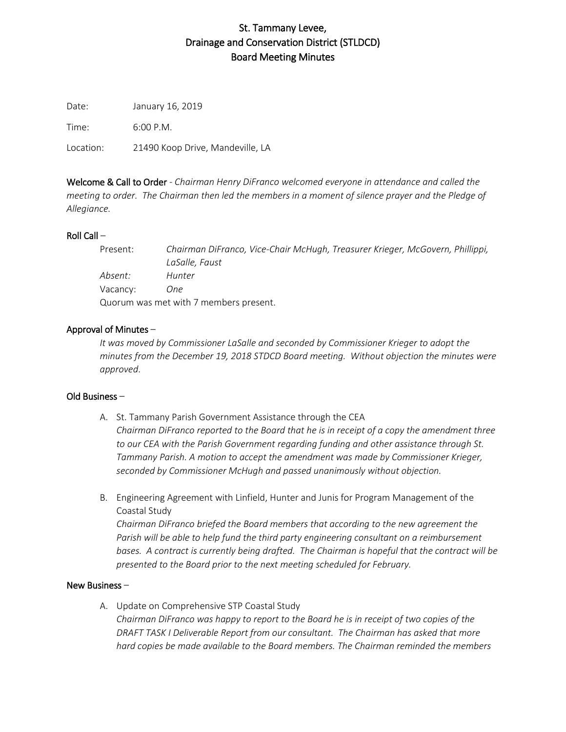# St. Tammany Levee, Drainage and Conservation District (STLDCD) Board Meeting Minutes

Date: January 16, 2019

Time: 6:00 P.M.

Location: 21490 Koop Drive, Mandeville, LA

**Welcome & Call to Order** - *Chairman Henry DiFranco welcomed everyone in attendance and called the meeting to order. The Chairman then led the members in a moment of silence prayer and the Pledge of Allegiance.*

**Roll Call** –

Present: *Chairman DiFranco, Vice-Chair McHugh, Treasurer Krieger, McGovern, Phillippi, LaSalle, Faust*

*Absent:* *Hunter*

Vacancy: *One*

Quorum was met with 7 members present.

**Approval of Minutes** –

*It was moved by Commissioner LaSalle and seconded by Commissioner Krieger to adopt the minutes from the December 19, 2018 STDCD Board meeting. Without objection the minutes were approved.*

**Old Business** –

A. St. Tammany Parish Government Assistance through the CEA
*Chairman DiFranco reported to the Board that he is in receipt of a copy the amendment three to our CEA with the Parish Government regarding funding and other assistance through St. Tammany Parish. A motion to accept the amendment was made by Commissioner Krieger, seconded by Commissioner McHugh and passed unanimously without objection.*

B. Engineering Agreement with Linfield, Hunter and Junis for Program Management of the Coastal Study
*Chairman DiFranco briefed the Board members that according to the new agreement the Parish will be able to help fund the third party engineering consultant on a reimbursement bases. A contract is currently being drafted. The Chairman is hopeful that the contract will be presented to the Board prior to the next meeting scheduled for February.*

**New Business** –

A. Update on Comprehensive STP Coastal Study
*Chairman DiFranco was happy to report to the Board he is in receipt of two copies of the DRAFT TASK I Deliverable Report from our consultant. The Chairman has asked that more hard copies be made available to the Board members. The Chairman reminded the members*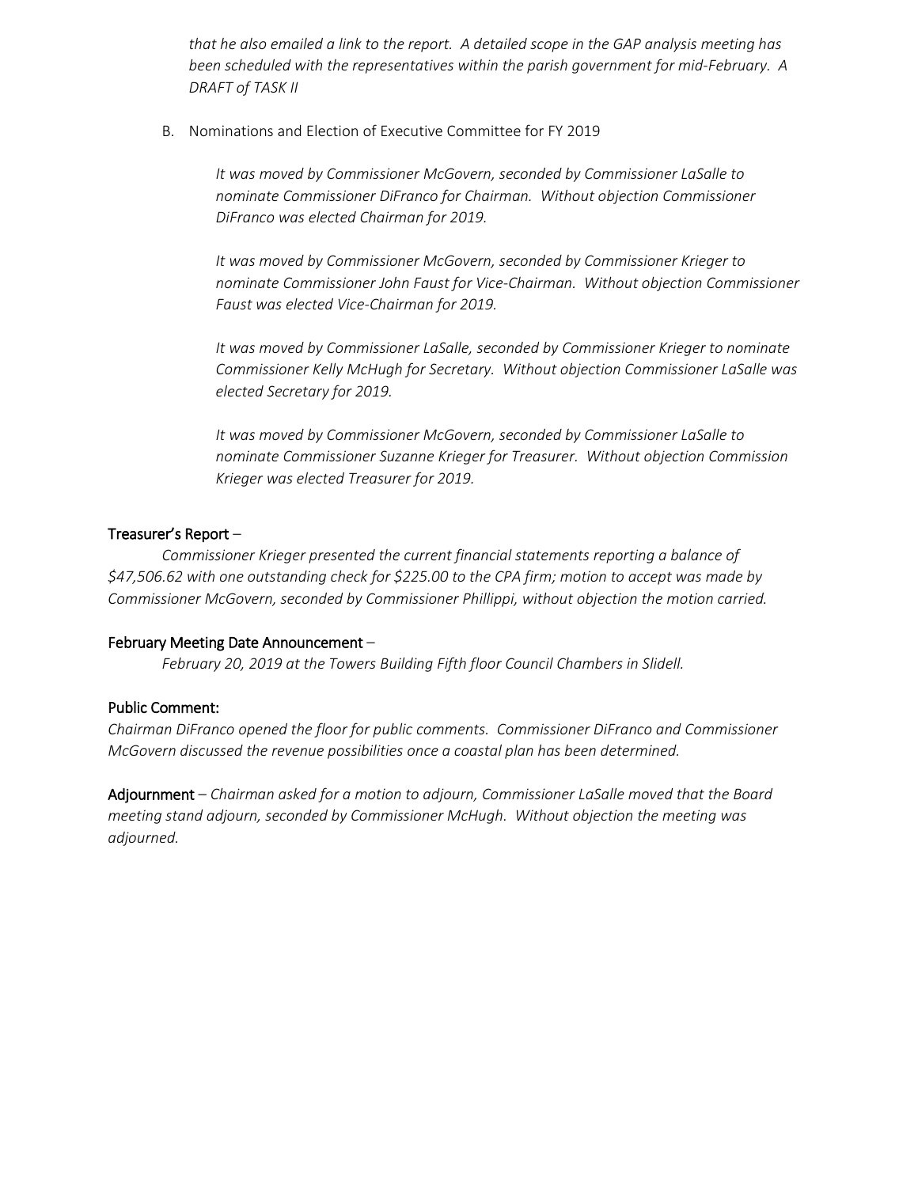*that he also emailed a link to the report. A detailed scope in the GAP analysis meeting has been scheduled with the representatives within the parish government for mid-February. A DRAFT of TASK II*

B. Nominations and Election of Executive Committee for FY 2019

*It was moved by Commissioner McGovern, seconded by Commissioner LaSalle to nominate Commissioner DiFranco for Chairman. Without objection Commissioner DiFranco was elected Chairman for 2019.*

*It was moved by Commissioner McGovern, seconded by Commissioner Krieger to nominate Commissioner John Faust for Vice-Chairman. Without objection Commissioner Faust was elected Vice-Chairman for 2019.*

*It was moved by Commissioner LaSalle, seconded by Commissioner Krieger to nominate Commissioner Kelly McHugh for Secretary. Without objection Commissioner LaSalle was elected Secretary for 2019.*

*It was moved by Commissioner McGovern, seconded by Commissioner LaSalle to nominate Commissioner Suzanne Krieger for Treasurer. Without objection Commission Krieger was elected Treasurer for 2019.*

**Treasurer's Report** –

*Commissioner Krieger presented the current financial statements reporting a balance of $47,506.62 with one outstanding check for $225.00 to the CPA firm; motion to accept was made by Commissioner McGovern, seconded by Commissioner Phillippi, without objection the motion carried.*

**February Meeting Date Announcement** –

*February 20, 2019 at the Towers Building Fifth floor Council Chambers in Slidell.*

**Public Comment:**

*Chairman DiFranco opened the floor for public comments. Commissioner DiFranco and Commissioner McGovern discussed the revenue possibilities once a coastal plan has been determined.*

**Adjournment** – *Chairman asked for a motion to adjourn, Commissioner LaSalle moved that the Board meeting stand adjourn, seconded by Commissioner McHugh. Without objection the meeting was adjourned.*